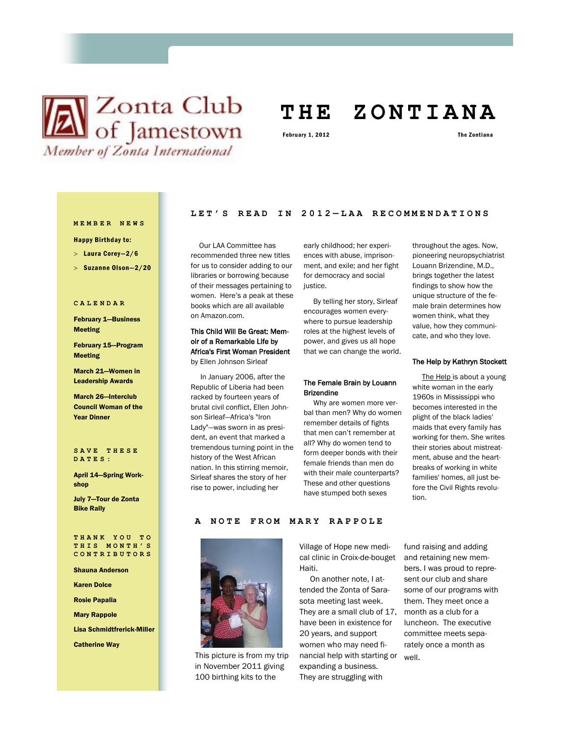# Zonta Club of Jamestown

*Member of Zonta International*

# THE ZONTIANA

February 1, 2012

The Zontiana

## MEMBER NEWS

**Happy Birthday to:**

- **Laura Corey—2/6**
- **Suzanne Olson—2/20**

## CALENDAR

**February 1—Business Meeting**

**February 15—Program Meeting**

**March 21—Women in Leadership Awards**

**March 26—Interclub Council Woman of the Year Dinner**

## SAVE THESE DATES:

**April 14—Spring Workshop**

**July 7—Tour de Zonta Bike Rally**

## THANK YOU TO THIS MONTH'S CONTRIBUTORS

**Shauna Anderson**

**Karen Dolce**

**Rosie Papalia**

**Mary Rappole**

**Lisa Schmidtfrerick-Miller**

**Catherine Way**

## LET'S READ IN 2012—LAA RECOMMENDATIONS

Our LAA Committee has recommended three new titles for us to consider adding to our libraries or borrowing because of their messages pertaining to women. Here's a peak at these books which are all available on Amazon.com.

**This Child Will Be Great: Memoir of a Remarkable Life by Africa's First Woman President** by Ellen Johnson Sirleaf

In January 2006, after the Republic of Liberia had been racked by fourteen years of brutal civil conflict, Ellen Johnson Sirleaf—Africa's "Iron Lady"—was sworn in as president, an event that marked a tremendous turning point in the history of the West African nation. In this stirring memoir, Sirleaf shares the story of her rise to power, including her early childhood; her experiences with abuse, imprisonment, and exile; and her fight for democracy and social justice.

By telling her story, Sirleaf encourages women everywhere to pursue leadership roles at the highest levels of power, and gives us all hope that we can change the world.

**The Female Brain by Louann Brizendine**

Why are women more verbal than men? Why do women remember details of fights that men can't remember at all? Why do women tend to form deeper bonds with their female friends than men do with their male counterparts? These and other questions have stumped both sexes throughout the ages. Now, pioneering neuropsychiatrist Louann Brizendine, M.D., brings together the latest findings to show how the unique structure of the female brain determines how women think, what they value, how they communicate, and who they love.

**The Help by Kathryn Stockett**

The Help is about a young white woman in the early 1960s in Mississippi who becomes interested in the plight of the black ladies' maids that every family has working for them. She writes their stories about mistreatment, abuse and the heartbreaks of working in white families' homes, all just before the Civil Rights revolution.

## A NOTE FROM MARY RAPPOLE

This picture is from my trip in November 2011 giving 100 birthing kits to the Village of Hope new medical clinic in Croix-de-bouget Haiti.

On another note, I attended the Zonta of Sarasota meeting last week. They are a small club of 17, have been in existence for 20 years, and support women who may need financial help with starting or expanding a business. They are struggling with fund raising and adding and retaining new members. I was proud to represent our club and share some of our programs with them. They meet once a month as a club for a luncheon. The executive committee meets separately once a month as well.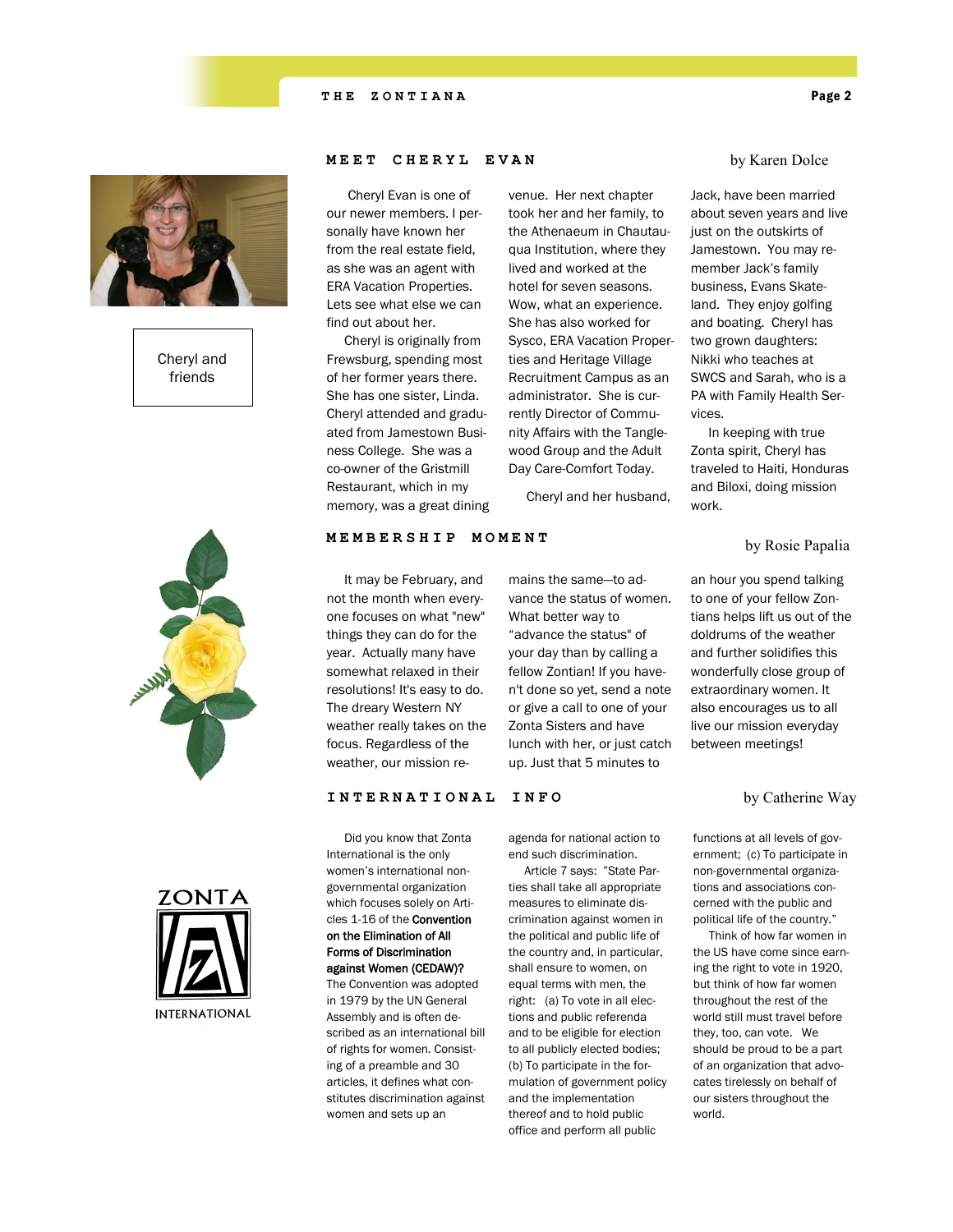## MEET CHERYL EVAN

by Karen Dolce

Cheryl and friends

Cheryl Evan is one of our newer members. I personally have known her from the real estate field, as she was an agent with ERA Vacation Properties. Lets see what else we can find out about her.

Cheryl is originally from Frewsburg, spending most of her former years there. She has one sister, Linda. Cheryl attended and graduated from Jamestown Business College. She was a co-owner of the Gristmill Restaurant, which in my memory, was a great dining venue. Her next chapter took her and her family, to the Athenaeum in Chautauqua Institution, where they lived and worked at the hotel for seven seasons. Wow, what an experience. She has also worked for Sysco, ERA Vacation Properties and Heritage Village Recruitment Campus as an administrator. She is currently Director of Community Affairs with the Tanglewood Group and the Adult Day Care-Comfort Today.

Cheryl and her husband, Jack, have been married about seven years and live just on the outskirts of Jamestown. You may remember Jack's family business, Evans Skateland. They enjoy golfing and boating. Cheryl has two grown daughters: Nikki who teaches at SWCS and Sarah, who is a PA with Family Health Services.

In keeping with true Zonta spirit, Cheryl has traveled to Haiti, Honduras and Biloxi, doing mission work.

## MEMBERSHIP MOMENT

by Rosie Papalia

It may be February, and not the month when everyone focuses on what "new" things they can do for the year. Actually many have somewhat relaxed in their resolutions! It's easy to do. The dreary Western NY weather really takes on the focus. Regardless of the weather, our mission remains the same—to advance the status of women. What better way to "advance the status" of your day than by calling a fellow Zontian! If you haven't done so yet, send a note or give a call to one of your Zonta Sisters and have lunch with her, or just catch up. Just that 5 minutes to an hour you spend talking to one of your fellow Zontians helps lift us out of the doldrums of the weather and further solidifies this wonderfully close group of extraordinary women. It also encourages us to all live our mission everyday between meetings!

## INTERNATIONAL INFO

by Catherine Way

Did you know that Zonta International is the only women's international non-governmental organization which focuses solely on Articles 1-16 of the **Convention on the Elimination of All Forms of Discrimination against Women (CEDAW)?** The Convention was adopted in 1979 by the UN General Assembly and is often described as an international bill of rights for women. Consisting of a preamble and 30 articles, it defines what constitutes discrimination against women and sets up an agenda for national action to end such discrimination.

Article 7 says: "State Parties shall take all appropriate measures to eliminate discrimination against women in the political and public life of the country and, in particular, shall ensure to women, on equal terms with men, the right: (a) To vote in all elections and public referenda and to be eligible for election to all publicly elected bodies; (b) To participate in the formulation of government policy and the implementation thereof and to hold public office and perform all public functions at all levels of government; (c) To participate in non-governmental organizations and associations concerned with the public and political life of the country."

Think of how far women in the US have come since earning the right to vote in 1920, but think of how far women throughout the rest of the world still must travel before they, too, can vote. We should be proud to be a part of an organization that advocates tirelessly on behalf of our sisters throughout the world.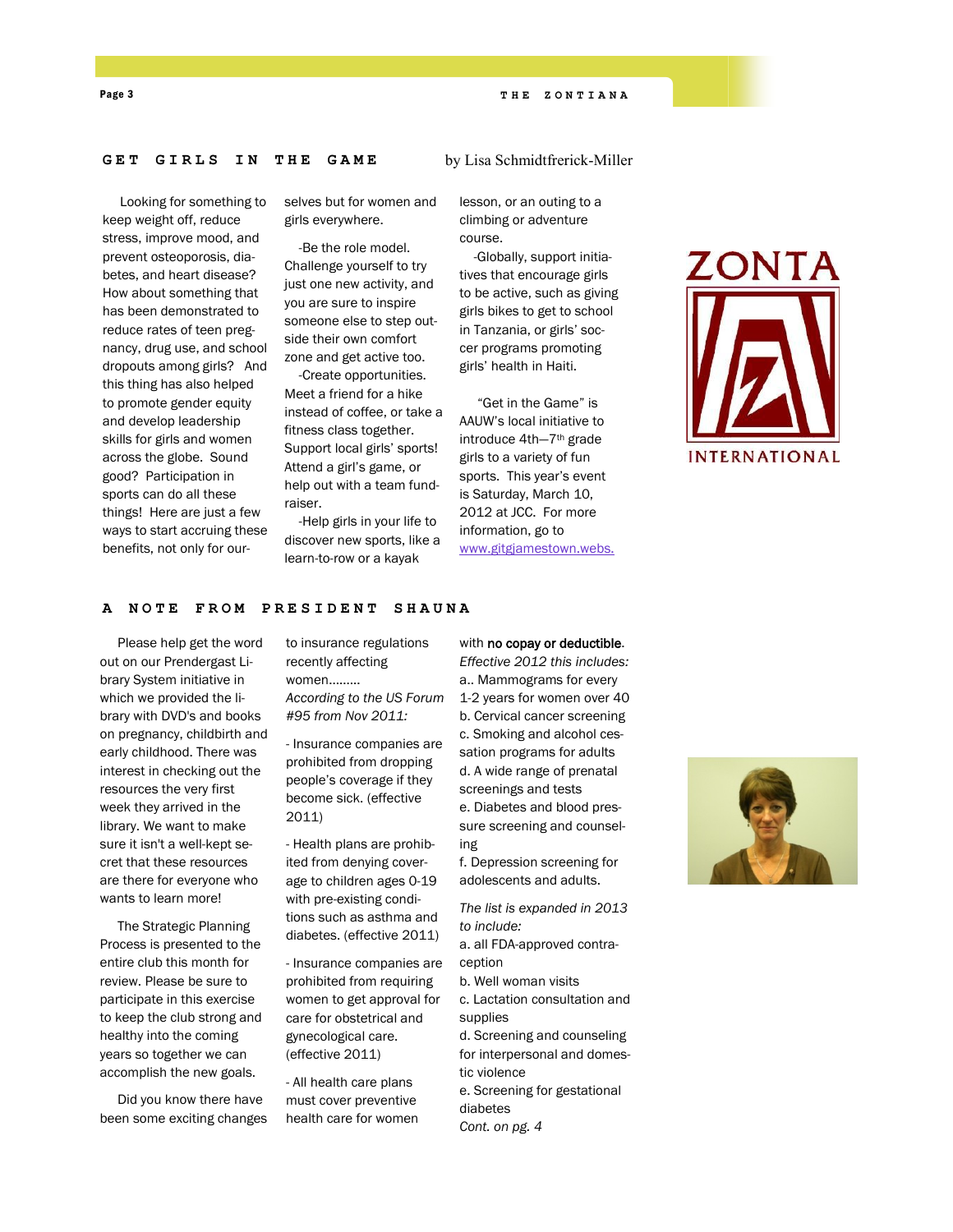## GET GIRLS IN THE GAME

by Lisa Schmidtfrerick-Miller

Looking for something to keep weight off, reduce stress, improve mood, and prevent osteoporosis, diabetes, and heart disease? How about something that has been demonstrated to reduce rates of teen pregnancy, drug use, and school dropouts among girls? And this thing has also helped to promote gender equity and develop leadership skills for girls and women across the globe. Sound good? Participation in sports can do all these things! Here are just a few ways to start accruing these benefits, not only for ourselves but for women and girls everywhere.

-Be the role model. Challenge yourself to try just one new activity, and you are sure to inspire someone else to step outside their own comfort zone and get active too.

-Create opportunities. Meet a friend for a hike instead of coffee, or take a fitness class together. Support local girls' sports! Attend a girl's game, or help out with a team fundraiser.

-Help girls in your life to discover new sports, like a learn-to-row or a kayak lesson, or an outing to a climbing or adventure course.

-Globally, support initiatives that encourage girls to be active, such as giving girls bikes to get to school in Tanzania, or girls' soccer programs promoting girls' health in Haiti.

"Get in the Game" is AAUW's local initiative to introduce 4th—7th grade girls to a variety of fun sports. This year's event is Saturday, March 10, 2012 at JCC. For more information, go to www.gitgjamestown.webs.

ZONTA INTERNATIONAL

## A NOTE FROM PRESIDENT SHAUNA

Please help get the word out on our Prendergast Library System initiative in which we provided the library with DVD's and books on pregnancy, childbirth and early childhood. There was interest in checking out the resources the very first week they arrived in the library. We want to make sure it isn't a well-kept secret that these resources are there for everyone who wants to learn more!

The Strategic Planning Process is presented to the entire club this month for review. Please be sure to participate in this exercise to keep the club strong and healthy into the coming years so together we can accomplish the new goals.

Did you know there have been some exciting changes to insurance regulations recently affecting women.........

*According to the US Forum #95 from Nov 2011:*

- Insurance companies are prohibited from dropping people's coverage if they become sick. (effective 2011)

- Health plans are prohibited from denying coverage to children ages 0-19 with pre-existing conditions such as asthma and diabetes. (effective 2011)

- Insurance companies are prohibited from requiring women to get approval for care for obstetrical and gynecological care. (effective 2011)

- All health care plans must cover preventive health care for women with **no copay or deductible**.

*Effective 2012 this includes:*

a.. Mammograms for every 1-2 years for women over 40
b. Cervical cancer screening
c. Smoking and alcohol cessation programs for adults
d. A wide range of prenatal screenings and tests
e. Diabetes and blood pressure screening and counseling
f. Depression screening for adolescents and adults.

*The list is expanded in 2013 to include:*

a. all FDA-approved contraception
b. Well woman visits
c. Lactation consultation and supplies
d. Screening and counseling for interpersonal and domestic violence
e. Screening for gestational diabetes

*Cont. on pg. 4*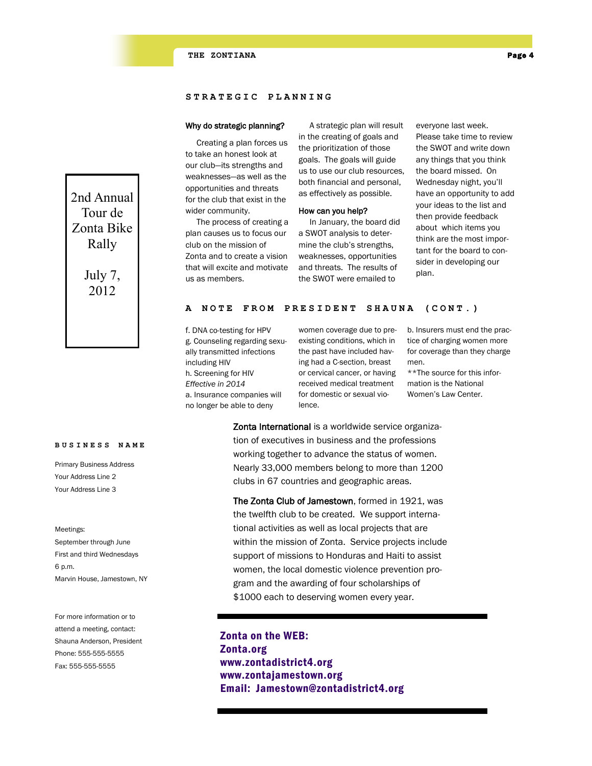## STRATEGIC PLANNING

**Why do strategic planning?**

Creating a plan forces us to take an honest look at our club—its strengths and weaknesses—as well as the opportunities and threats for the club that exist in the wider community.

The process of creating a plan causes us to focus our club on the mission of Zonta and to create a vision that will excite and motivate us as members.

A strategic plan will result in the creating of goals and the prioritization of those goals. The goals will guide us to use our club resources, both financial and personal, as effectively as possible.

**How can you help?**

In January, the board did a SWOT analysis to determine the club's strengths, weaknesses, opportunities and threats. The results of the SWOT were emailed to everyone last week. Please take time to review the SWOT and write down any things that you think the board missed. On Wednesday night, you'll have an opportunity to add your ideas to the list and then provide feedback about which items you think are the most important for the board to consider in developing our plan.

2nd Annual Tour de Zonta Bike Rally

July 7, 2012

## A NOTE FROM PRESIDENT SHAUNA (CONT.)

f. DNA co-testing for HPV
g. Counseling regarding sexually transmitted infections including HIV
h. Screening for HIV

*Effective in 2014*

a. Insurance companies will no longer be able to deny women coverage due to pre-existing conditions, which in the past have included having had a C-section, breast or cervical cancer, or having received medical treatment for domestic or sexual violence.

b. Insurers must end the practice of charging women more for coverage than they charge men.

**The source for this information is the National Women's Law Center.

**Zonta International** is a worldwide service organization of executives in business and the professions working together to advance the status of women. Nearly 33,000 members belong to more than 1200 clubs in 67 countries and geographic areas.

**The Zonta Club of Jamestown**, formed in 1921, was the twelfth club to be created. We support international activities as well as local projects that are within the mission of Zonta. Service projects include support of missions to Honduras and Haiti to assist women, the local domestic violence prevention program and the awarding of four scholarships of $1000 each to deserving women every year.

**Zonta on the WEB:**
**Zonta.org**
**www.zontadistrict4.org**
**www.zontajamestown.org**
**Email: Jamestown@zontadistrict4.org**

### BUSINESS NAME

Primary Business Address
Your Address Line 2
Your Address Line 3

Meetings:
September through June
First and third Wednesdays
6 p.m.
Marvin House, Jamestown, NY

For more information or to attend a meeting, contact:
Shauna Anderson, President
Phone: 555-555-5555
Fax: 555-555-5555